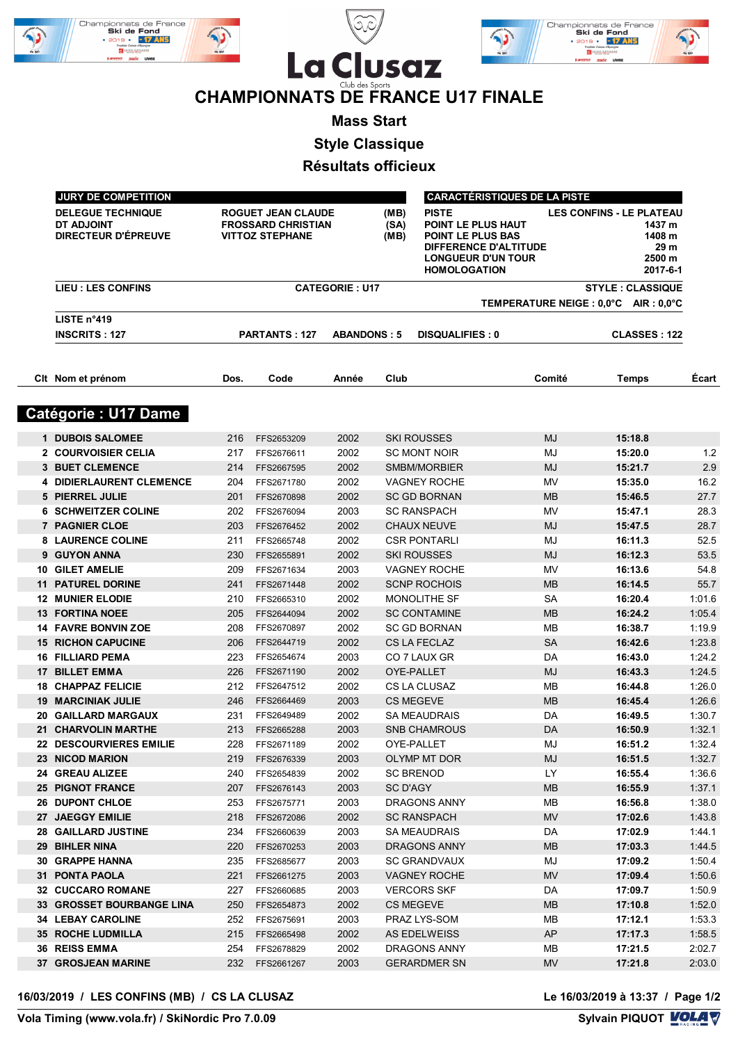# CHAMPIONNATS DE FRANCE U17 FINALE

## Mass Start

## Style Classique

## Résultats officieux

| JURY DE COMPETITION | | |
|---|---|---|
| DELEGUE TECHNIQUE | ROGUET JEAN CLAUDE | (MB) |
| DT ADJOINT | FROSSARD CHRISTIAN | (SA) |
| DIRECTEUR D'ÉPREUVE | VITTOZ STEPHANE | (MB) |

| CARACTÉRISTIQUES DE LA PISTE | |
|---|---|
| PISTE | LES CONFINS - LE PLATEAU |
| POINT LE PLUS HAUT | 1437 m |
| POINT LE PLUS BAS | 1408 m |
| DIFFERENCE D'ALTITUDE | 29 m |
| LONGUEUR D'UN TOUR | 2500 m |
| HOMOLOGATION | 2017-6-1 |

**LIEU : LES CONFINS** **CATEGORIE : U17** **STYLE : CLASSIQUE**

**TEMPERATURE NEIGE : 0,0°C AIR : 0,0°C**

**LISTE n°419**

**INSCRITS : 127** **PARTANTS : 127** **ABANDONS : 5** **DISQUALIFIES : 0** **CLASSES : 122**

## Catégorie : U17 Dame

| Clt | Nom et prénom | Dos. | Code | Année | Club | Comité | Temps | Écart |
|---|---|---|---|---|---|---|---|---|
| 1 | DUBOIS SALOMEE | 216 | FFS2653209 | 2002 | SKI ROUSSES | MJ | 15:18.8 | |
| 2 | COURVOISIER CELIA | 217 | FFS2676611 | 2002 | SC MONT NOIR | MJ | 15:20.0 | 1.2 |
| 3 | BUET CLEMENCE | 214 | FFS2667595 | 2002 | SMBM/MORBIER | MJ | 15:21.7 | 2.9 |
| 4 | DIDIERLAURENT CLEMENCE | 204 | FFS2671780 | 2002 | VAGNEY ROCHE | MV | 15:35.0 | 16.2 |
| 5 | PIERREL JULIE | 201 | FFS2670898 | 2002 | SC GD BORNAN | MB | 15:46.5 | 27.7 |
| 6 | SCHWEITZER COLINE | 202 | FFS2676094 | 2003 | SC RANSPACH | MV | 15:47.1 | 28.3 |
| 7 | PAGNIER CLOE | 203 | FFS2676452 | 2002 | CHAUX NEUVE | MJ | 15:47.5 | 28.7 |
| 8 | LAURENCE COLINE | 211 | FFS2665748 | 2002 | CSR PONTARLI | MJ | 16:11.3 | 52.5 |
| 9 | GUYON ANNA | 230 | FFS2655891 | 2002 | SKI ROUSSES | MJ | 16:12.3 | 53.5 |
| 10 | GILET AMELIE | 209 | FFS2671634 | 2003 | VAGNEY ROCHE | MV | 16:13.6 | 54.8 |
| 11 | PATUREL DORINE | 241 | FFS2671448 | 2002 | SCNP ROCHOIS | MB | 16:14.5 | 55.7 |
| 12 | MUNIER ELODIE | 210 | FFS2665310 | 2002 | MONOLITHE SF | SA | 16:20.4 | 1:01.6 |
| 13 | FORTINA NOEE | 205 | FFS2644094 | 2002 | SC CONTAMINE | MB | 16:24.2 | 1:05.4 |
| 14 | FAVRE BONVIN ZOE | 208 | FFS2670897 | 2002 | SC GD BORNAN | MB | 16:38.7 | 1:19.9 |
| 15 | RICHON CAPUCINE | 206 | FFS2644719 | 2002 | CS LA FECLAZ | SA | 16:42.6 | 1:23.8 |
| 16 | FILLIARD PEMA | 223 | FFS2654674 | 2003 | CO 7 LAUX GR | DA | 16:43.0 | 1:24.2 |
| 17 | BILLET EMMA | 226 | FFS2671190 | 2002 | OYE-PALLET | MJ | 16:43.3 | 1:24.5 |
| 18 | CHAPPAZ FELICIE | 212 | FFS2647512 | 2002 | CS LA CLUSAZ | MB | 16:44.8 | 1:26.0 |
| 19 | MARCINIAK JULIE | 246 | FFS2664469 | 2003 | CS MEGEVE | MB | 16:45.4 | 1:26.6 |
| 20 | GAILLARD MARGAUX | 231 | FFS2649489 | 2002 | SA MEAUDRAIS | DA | 16:49.5 | 1:30.7 |
| 21 | CHARVOLIN MARTHE | 213 | FFS2665288 | 2003 | SNB CHAMROUS | DA | 16:50.9 | 1:32.1 |
| 22 | DESCOURVIERES EMILIE | 228 | FFS2671189 | 2002 | OYE-PALLET | MJ | 16:51.2 | 1:32.4 |
| 23 | NICOD MARION | 219 | FFS2676339 | 2003 | OLYMP MT DOR | MJ | 16:51.5 | 1:32.7 |
| 24 | GREAU ALIZEE | 240 | FFS2654839 | 2002 | SC BRENOD | LY | 16:55.4 | 1:36.6 |
| 25 | PIGNOT FRANCE | 207 | FFS2676143 | 2003 | SC D'AGY | MB | 16:55.9 | 1:37.1 |
| 26 | DUPONT CHLOE | 253 | FFS2675771 | 2003 | DRAGONS ANNY | MB | 16:56.8 | 1:38.0 |
| 27 | JAEGGY EMILIE | 218 | FFS2672086 | 2002 | SC RANSPACH | MV | 17:02.6 | 1:43.8 |
| 28 | GAILLARD JUSTINE | 234 | FFS2660639 | 2003 | SA MEAUDRAIS | DA | 17:02.9 | 1:44.1 |
| 29 | BIHLER NINA | 220 | FFS2670253 | 2003 | DRAGONS ANNY | MB | 17:03.3 | 1:44.5 |
| 30 | GRAPPE HANNA | 235 | FFS2685677 | 2003 | SC GRANDVAUX | MJ | 17:09.2 | 1:50.4 |
| 31 | PONTA PAOLA | 221 | FFS2661275 | 2003 | VAGNEY ROCHE | MV | 17:09.4 | 1:50.6 |
| 32 | CUCCARO ROMANE | 227 | FFS2660685 | 2003 | VERCORS SKF | DA | 17:09.7 | 1:50.9 |
| 33 | GROSSET BOURBANGE LINA | 250 | FFS2654873 | 2002 | CS MEGEVE | MB | 17:10.8 | 1:52.0 |
| 34 | LEBAY CAROLINE | 252 | FFS2675691 | 2003 | PRAZ LYS-SOM | MB | 17:12.1 | 1:53.3 |
| 35 | ROCHE LUDMILLA | 215 | FFS2665498 | 2002 | AS EDELWEISS | AP | 17:17.3 | 1:58.5 |
| 36 | REISS EMMA | 254 | FFS2678829 | 2002 | DRAGONS ANNY | MB | 17:21.5 | 2:02.7 |
| 37 | GROSJEAN MARINE | 232 | FFS2661267 | 2003 | GERARDMER SN | MV | 17:21.8 | 2:03.0 |

**16/03/2019 / LES CONFINS (MB) / CS LA CLUSAZ** **Le 16/03/2019 à 13:37**

**Vola Timing (www.vola.fr) / SkiNordic Pro 7.0.09** **Sylvain PIQUOT**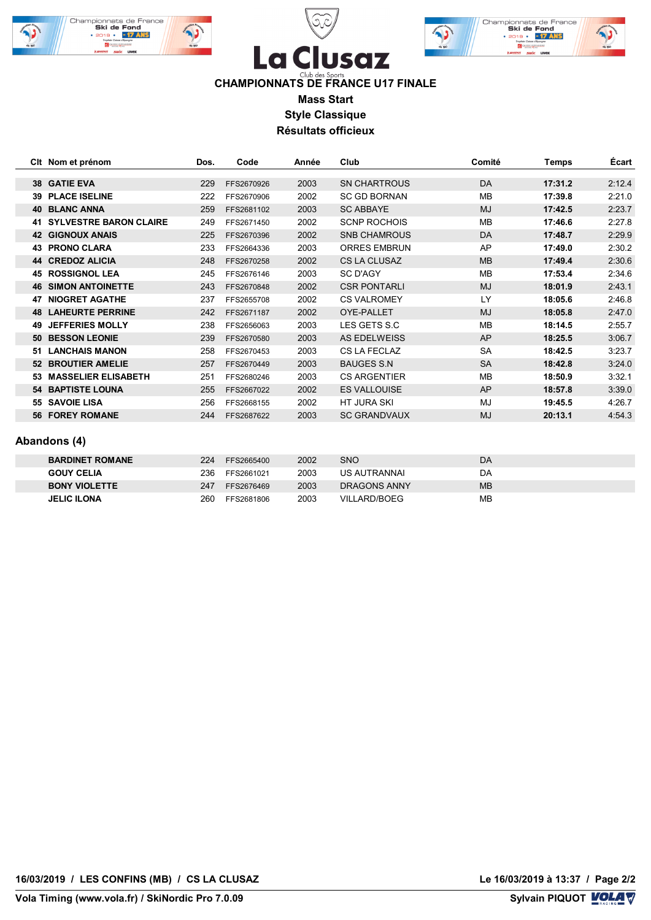# CHAMPIONNATS DE FRANCE U17 FINALE

## Mass Start

## Style Classique

## Résultats officieux

| Clt | Nom et prénom | Dos. | Code | Année | Club | Comité | Temps | Écart |
|---|---|---|---|---|---|---|---|---|
| 38 | GATIE EVA | 229 | FFS2670926 | 2003 | SN CHARTROUS | DA | 17:31.2 | 2:12.4 |
| 39 | PLACE ISELINE | 222 | FFS2670906 | 2002 | SC GD BORNAN | MB | 17:39.8 | 2:21.0 |
| 40 | BLANC ANNA | 259 | FFS2681102 | 2003 | SC ABBAYE | MJ | 17:42.5 | 2:23.7 |
| 41 | SYLVESTRE BARON CLAIRE | 249 | FFS2671450 | 2002 | SCNP ROCHOIS | MB | 17:46.6 | 2:27.8 |
| 42 | GIGNOUX ANAIS | 225 | FFS2670396 | 2002 | SNB CHAMROUS | DA | 17:48.7 | 2:29.9 |
| 43 | PRONO CLARA | 233 | FFS2664336 | 2003 | ORRES EMBRUN | AP | 17:49.0 | 2:30.2 |
| 44 | CREDOZ ALICIA | 248 | FFS2670258 | 2002 | CS LA CLUSAZ | MB | 17:49.4 | 2:30.6 |
| 45 | ROSSIGNOL LEA | 245 | FFS2676146 | 2003 | SC D'AGY | MB | 17:53.4 | 2:34.6 |
| 46 | SIMON ANTOINETTE | 243 | FFS2670848 | 2002 | CSR PONTARLI | MJ | 18:01.9 | 2:43.1 |
| 47 | NIOGRET AGATHE | 237 | FFS2655708 | 2002 | CS VALROMEY | LY | 18:05.6 | 2:46.8 |
| 48 | LAHEURTE PERRINE | 242 | FFS2671187 | 2002 | OYE-PALLET | MJ | 18:05.8 | 2:47.0 |
| 49 | JEFFERIES MOLLY | 238 | FFS2656063 | 2003 | LES GETS S.C | MB | 18:14.5 | 2:55.7 |
| 50 | BESSON LEONIE | 239 | FFS2670580 | 2003 | AS EDELWEISS | AP | 18:25.5 | 3:06.7 |
| 51 | LANCHAIS MANON | 258 | FFS2670453 | 2003 | CS LA FECLAZ | SA | 18:42.5 | 3:23.7 |
| 52 | BROUTIER AMELIE | 257 | FFS2670449 | 2003 | BAUGES S.N | SA | 18:42.8 | 3:24.0 |
| 53 | MASSELIER ELISABETH | 251 | FFS2680246 | 2003 | CS ARGENTIER | MB | 18:50.9 | 3:32.1 |
| 54 | BAPTISTE LOUNA | 255 | FFS2667022 | 2002 | ES VALLOUISE | AP | 18:57.8 | 3:39.0 |
| 55 | SAVOIE LISA | 256 | FFS2668155 | 2002 | HT JURA SKI | MJ | 19:45.5 | 4:26.7 |
| 56 | FOREY ROMANE | 244 | FFS2687622 | 2003 | SC GRANDVAUX | MJ | 20:13.1 | 4:54.3 |

## Abandons (4)

| | Nom et prénom | Dos. | Code | Année | Club | Comité |
|---|---|---|---|---|---|---|
| | BARDINET ROMANE | 224 | FFS2665400 | 2002 | SNO | DA |
| | GOUY CELIA | 236 | FFS2661021 | 2003 | US AUTRANNAI | DA |
| | BONY VIOLETTE | 247 | FFS2676469 | 2003 | DRAGONS ANNY | MB |
| | JELIC ILONA | 260 | FFS2681806 | 2003 | VILLARD/BOEG | MB |

16/03/2019 / LES CONFINS (MB) / CS LA CLUSAZ — Le 16/03/2019 à 13:37

Vola Timing (www.vola.fr) / SkiNordic Pro 7.0.09 — Sylvain PIQUOT